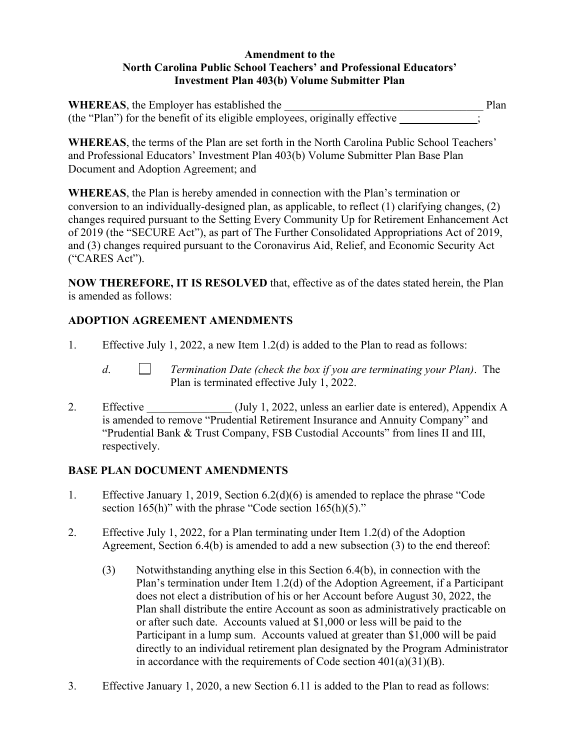**Amendment to the**
**North Carolina Public School Teachers' and Professional Educators' Investment Plan 403(b) Volume Submitter Plan**

**WHEREAS**, the Employer has established the ___________________________________ Plan (the "Plan") for the benefit of its eligible employees, originally effective ______________;

**WHEREAS**, the terms of the Plan are set forth in the North Carolina Public School Teachers' and Professional Educators' Investment Plan 403(b) Volume Submitter Plan Base Plan Document and Adoption Agreement; and

**WHEREAS**, the Plan is hereby amended in connection with the Plan's termination or conversion to an individually-designed plan, as applicable, to reflect (1) clarifying changes, (2) changes required pursuant to the Setting Every Community Up for Retirement Enhancement Act of 2019 (the "SECURE Act"), as part of The Further Consolidated Appropriations Act of 2019, and (3) changes required pursuant to the Coronavirus Aid, Relief, and Economic Security Act ("CARES Act").

**NOW THEREFORE, IT IS RESOLVED** that, effective as of the dates stated herein, the Plan is amended as follows:

## ADOPTION AGREEMENT AMENDMENTS

1. Effective July 1, 2022, a new Item 1.2(d) is added to the Plan to read as follows:

   *d*. ☐ *Termination Date (check the box if you are terminating your Plan)*. The Plan is terminated effective July 1, 2022.

2. Effective _______________ (July 1, 2022, unless an earlier date is entered), Appendix A is amended to remove "Prudential Retirement Insurance and Annuity Company" and "Prudential Bank & Trust Company, FSB Custodial Accounts" from lines II and III, respectively.

## BASE PLAN DOCUMENT AMENDMENTS

1. Effective January 1, 2019, Section 6.2(d)(6) is amended to replace the phrase "Code section 165(h)" with the phrase "Code section 165(h)(5)."

2. Effective July 1, 2022, for a Plan terminating under Item 1.2(d) of the Adoption Agreement, Section 6.4(b) is amended to add a new subsection (3) to the end thereof:

   (3) Notwithstanding anything else in this Section 6.4(b), in connection with the Plan's termination under Item 1.2(d) of the Adoption Agreement, if a Participant does not elect a distribution of his or her Account before August 30, 2022, the Plan shall distribute the entire Account as soon as administratively practicable on or after such date. Accounts valued at $1,000 or less will be paid to the Participant in a lump sum. Accounts valued at greater than $1,000 will be paid directly to an individual retirement plan designated by the Program Administrator in accordance with the requirements of Code section 401(a)(31)(B).

3. Effective January 1, 2020, a new Section 6.11 is added to the Plan to read as follows: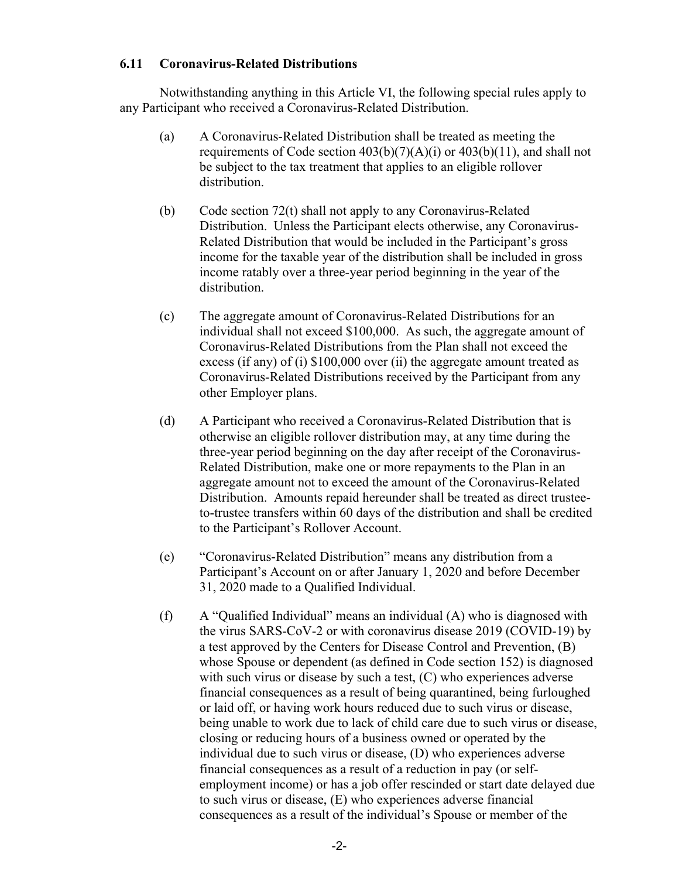### 6.11 Coronavirus-Related Distributions

Notwithstanding anything in this Article VI, the following special rules apply to any Participant who received a Coronavirus-Related Distribution.

(a) A Coronavirus-Related Distribution shall be treated as meeting the requirements of Code section 403(b)(7)(A)(i) or 403(b)(11), and shall not be subject to the tax treatment that applies to an eligible rollover distribution.

(b) Code section 72(t) shall not apply to any Coronavirus-Related Distribution. Unless the Participant elects otherwise, any Coronavirus-Related Distribution that would be included in the Participant's gross income for the taxable year of the distribution shall be included in gross income ratably over a three-year period beginning in the year of the distribution.

(c) The aggregate amount of Coronavirus-Related Distributions for an individual shall not exceed $100,000. As such, the aggregate amount of Coronavirus-Related Distributions from the Plan shall not exceed the excess (if any) of (i) $100,000 over (ii) the aggregate amount treated as Coronavirus-Related Distributions received by the Participant from any other Employer plans.

(d) A Participant who received a Coronavirus-Related Distribution that is otherwise an eligible rollover distribution may, at any time during the three-year period beginning on the day after receipt of the Coronavirus-Related Distribution, make one or more repayments to the Plan in an aggregate amount not to exceed the amount of the Coronavirus-Related Distribution. Amounts repaid hereunder shall be treated as direct trustee-to-trustee transfers within 60 days of the distribution and shall be credited to the Participant's Rollover Account.

(e) "Coronavirus-Related Distribution" means any distribution from a Participant's Account on or after January 1, 2020 and before December 31, 2020 made to a Qualified Individual.

(f) A "Qualified Individual" means an individual (A) who is diagnosed with the virus SARS-CoV-2 or with coronavirus disease 2019 (COVID-19) by a test approved by the Centers for Disease Control and Prevention, (B) whose Spouse or dependent (as defined in Code section 152) is diagnosed with such virus or disease by such a test, (C) who experiences adverse financial consequences as a result of being quarantined, being furloughed or laid off, or having work hours reduced due to such virus or disease, being unable to work due to lack of child care due to such virus or disease, closing or reducing hours of a business owned or operated by the individual due to such virus or disease, (D) who experiences adverse financial consequences as a result of a reduction in pay (or self-employment income) or has a job offer rescinded or start date delayed due to such virus or disease, (E) who experiences adverse financial consequences as a result of the individual's Spouse or member of the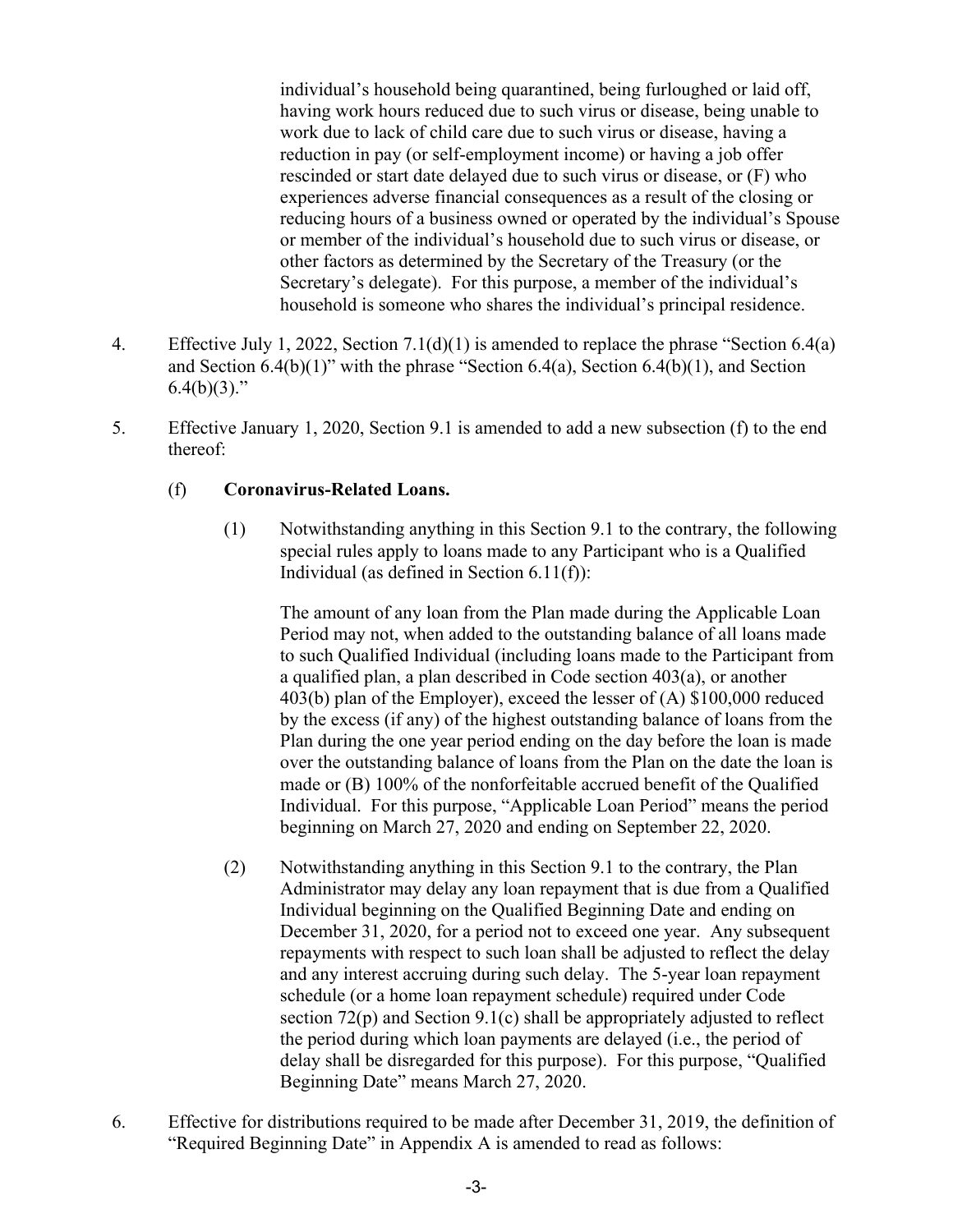individual's household being quarantined, being furloughed or laid off, having work hours reduced due to such virus or disease, being unable to work due to lack of child care due to such virus or disease, having a reduction in pay (or self-employment income) or having a job offer rescinded or start date delayed due to such virus or disease, or (F) who experiences adverse financial consequences as a result of the closing or reducing hours of a business owned or operated by the individual's Spouse or member of the individual's household due to such virus or disease, or other factors as determined by the Secretary of the Treasury (or the Secretary's delegate). For this purpose, a member of the individual's household is someone who shares the individual's principal residence.

4. Effective July 1, 2022, Section 7.1(d)(1) is amended to replace the phrase "Section 6.4(a) and Section 6.4(b)(1)" with the phrase "Section 6.4(a), Section 6.4(b)(1), and Section 6.4(b)(3)."

5. Effective January 1, 2020, Section 9.1 is amended to add a new subsection (f) to the end thereof:

   (f) **Coronavirus-Related Loans.**

   (1) Notwithstanding anything in this Section 9.1 to the contrary, the following special rules apply to loans made to any Participant who is a Qualified Individual (as defined in Section 6.11(f)):

   The amount of any loan from the Plan made during the Applicable Loan Period may not, when added to the outstanding balance of all loans made to such Qualified Individual (including loans made to the Participant from a qualified plan, a plan described in Code section 403(a), or another 403(b) plan of the Employer), exceed the lesser of (A) $100,000 reduced by the excess (if any) of the highest outstanding balance of loans from the Plan during the one year period ending on the day before the loan is made over the outstanding balance of loans from the Plan on the date the loan is made or (B) 100% of the nonforfeitable accrued benefit of the Qualified Individual. For this purpose, "Applicable Loan Period" means the period beginning on March 27, 2020 and ending on September 22, 2020.

   (2) Notwithstanding anything in this Section 9.1 to the contrary, the Plan Administrator may delay any loan repayment that is due from a Qualified Individual beginning on the Qualified Beginning Date and ending on December 31, 2020, for a period not to exceed one year. Any subsequent repayments with respect to such loan shall be adjusted to reflect the delay and any interest accruing during such delay. The 5-year loan repayment schedule (or a home loan repayment schedule) required under Code section 72(p) and Section 9.1(c) shall be appropriately adjusted to reflect the period during which loan payments are delayed (i.e., the period of delay shall be disregarded for this purpose). For this purpose, "Qualified Beginning Date" means March 27, 2020.

6. Effective for distributions required to be made after December 31, 2019, the definition of "Required Beginning Date" in Appendix A is amended to read as follows: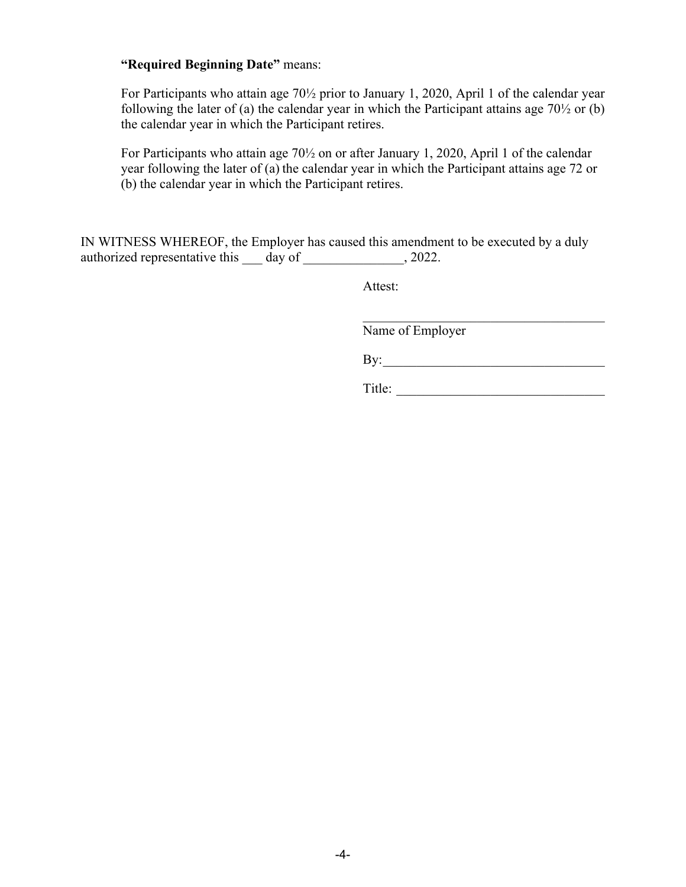**"Required Beginning Date"** means:

For Participants who attain age 70½ prior to January 1, 2020, April 1 of the calendar year following the later of (a) the calendar year in which the Participant attains age 70½ or (b) the calendar year in which the Participant retires.

For Participants who attain age 70½ on or after January 1, 2020, April 1 of the calendar year following the later of (a) the calendar year in which the Participant attains age 72 or (b) the calendar year in which the Participant retires.

IN WITNESS WHEREOF, the Employer has caused this amendment to be executed by a duly authorized representative this ___ day of _______________, 2022.

Attest:

_____________________________________
Name of Employer

By:_________________________________

Title: _______________________________